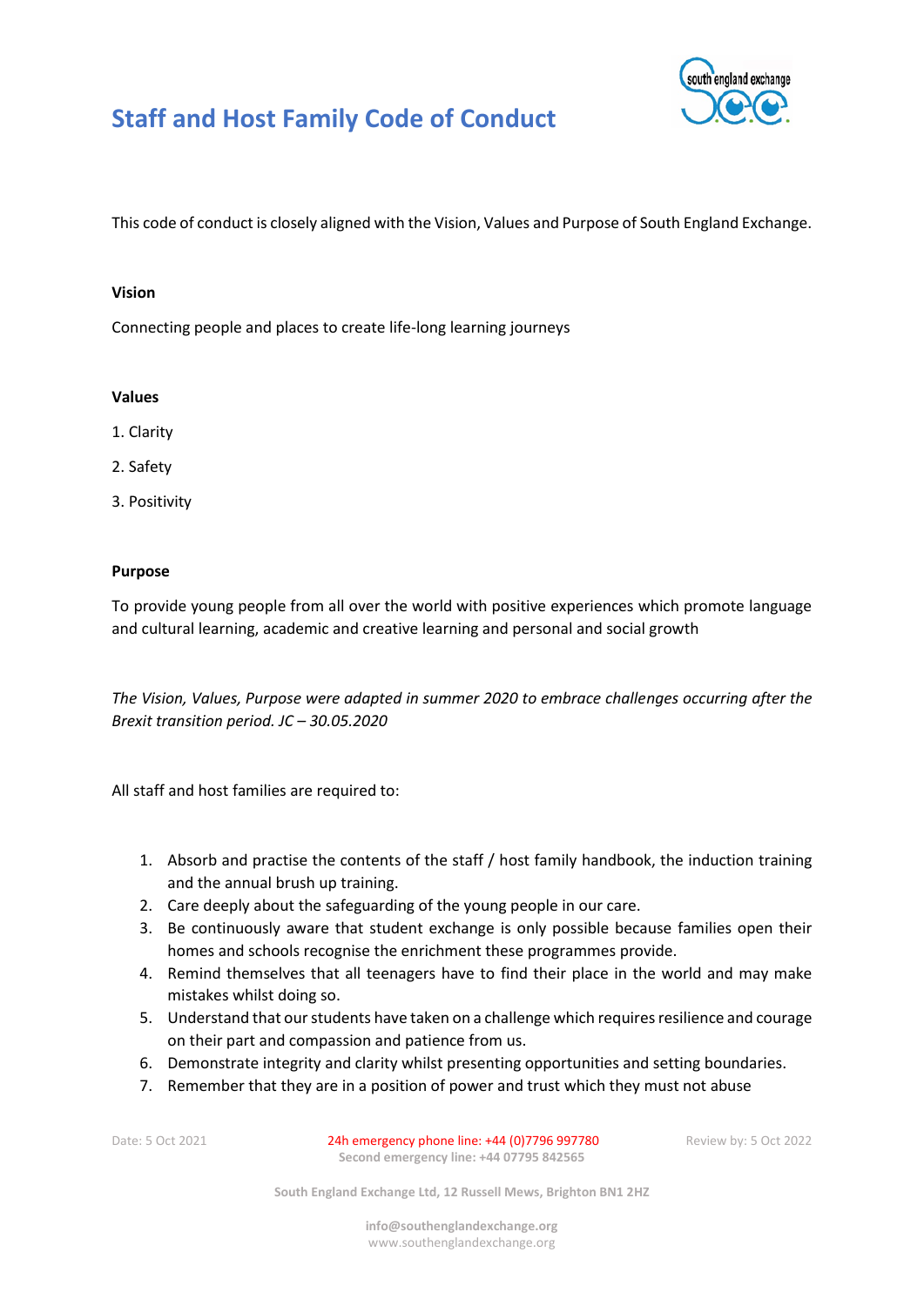# Staff and Host Family Code of Conduct

This code of conduct is closely aligned with the Vision, Values and Purpose of South England Exchange.

**Vision**

Connecting people and places to create life-long learning journeys

**Values**

1. Clarity
2. Safety
3. Positivity

**Purpose**

To provide young people from all over the world with positive experiences which promote language and cultural learning, academic and creative learning and personal and social growth

*The Vision, Values, Purpose were adapted in summer 2020 to embrace challenges occurring after the Brexit transition period. JC – 30.05.2020*

All staff and host families are required to:

1. Absorb and practise the contents of the staff / host family handbook, the induction training and the annual brush up training.
2. Care deeply about the safeguarding of the young people in our care.
3. Be continuously aware that student exchange is only possible because families open their homes and schools recognise the enrichment these programmes provide.
4. Remind themselves that all teenagers have to find their place in the world and may make mistakes whilst doing so.
5. Understand that our students have taken on a challenge which requires resilience and courage on their part and compassion and patience from us.
6. Demonstrate integrity and clarity whilst presenting opportunities and setting boundaries.
7. Remember that they are in a position of power and trust which they must not abuse

Date: 5 Oct 2021

24h emergency phone line: +44 (0)7796 997780
Second emergency line: +44 07795 842565

Review by: 5 Oct 2022

South England Exchange Ltd, 12 Russell Mews, Brighton BN1 2HZ

info@southenglandexchange.org
www.southenglandexchange.org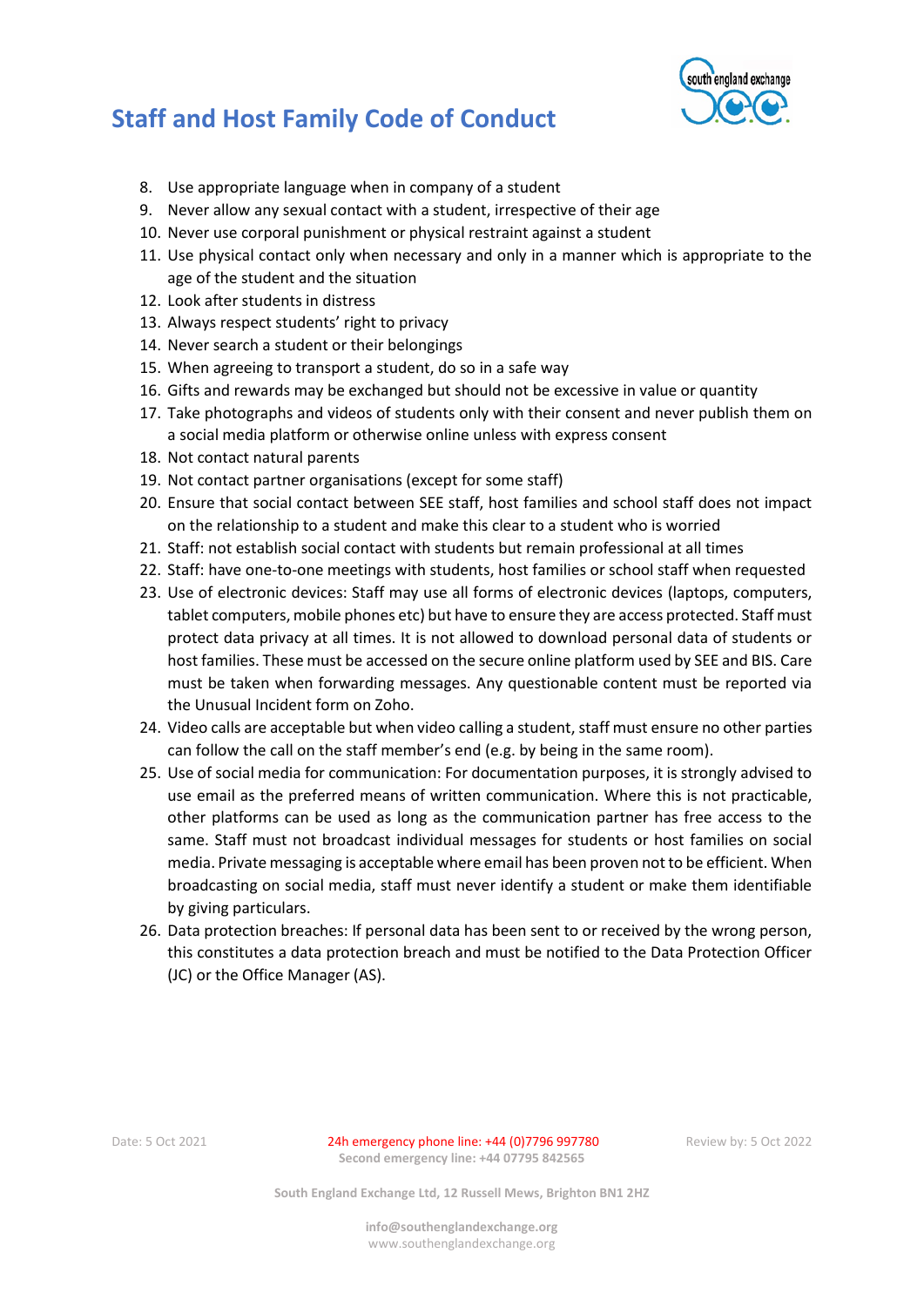# Staff and Host Family Code of Conduct

8. Use appropriate language when in company of a student
9. Never allow any sexual contact with a student, irrespective of their age
10. Never use corporal punishment or physical restraint against a student
11. Use physical contact only when necessary and only in a manner which is appropriate to the age of the student and the situation
12. Look after students in distress
13. Always respect students' right to privacy
14. Never search a student or their belongings
15. When agreeing to transport a student, do so in a safe way
16. Gifts and rewards may be exchanged but should not be excessive in value or quantity
17. Take photographs and videos of students only with their consent and never publish them on a social media platform or otherwise online unless with express consent
18. Not contact natural parents
19. Not contact partner organisations (except for some staff)
20. Ensure that social contact between SEE staff, host families and school staff does not impact on the relationship to a student and make this clear to a student who is worried
21. Staff: not establish social contact with students but remain professional at all times
22. Staff: have one-to-one meetings with students, host families or school staff when requested
23. Use of electronic devices: Staff may use all forms of electronic devices (laptops, computers, tablet computers, mobile phones etc) but have to ensure they are access protected. Staff must protect data privacy at all times. It is not allowed to download personal data of students or host families. These must be accessed on the secure online platform used by SEE and BIS. Care must be taken when forwarding messages. Any questionable content must be reported via the Unusual Incident form on Zoho.
24. Video calls are acceptable but when video calling a student, staff must ensure no other parties can follow the call on the staff member's end (e.g. by being in the same room).
25. Use of social media for communication: For documentation purposes, it is strongly advised to use email as the preferred means of written communication. Where this is not practicable, other platforms can be used as long as the communication partner has free access to the same. Staff must not broadcast individual messages for students or host families on social media. Private messaging is acceptable where email has been proven not to be efficient. When broadcasting on social media, staff must never identify a student or make them identifiable by giving particulars.
26. Data protection breaches: If personal data has been sent to or received by the wrong person, this constitutes a data protection breach and must be notified to the Data Protection Officer (JC) or the Office Manager (AS).

Date: 5 Oct 2021

24h emergency phone line: +44 (0)7796 997780
Second emergency line: +44 07795 842565

Review by: 5 Oct 2022

South England Exchange Ltd, 12 Russell Mews, Brighton BN1 2HZ

info@southenglandexchange.org
www.southenglandexchange.org